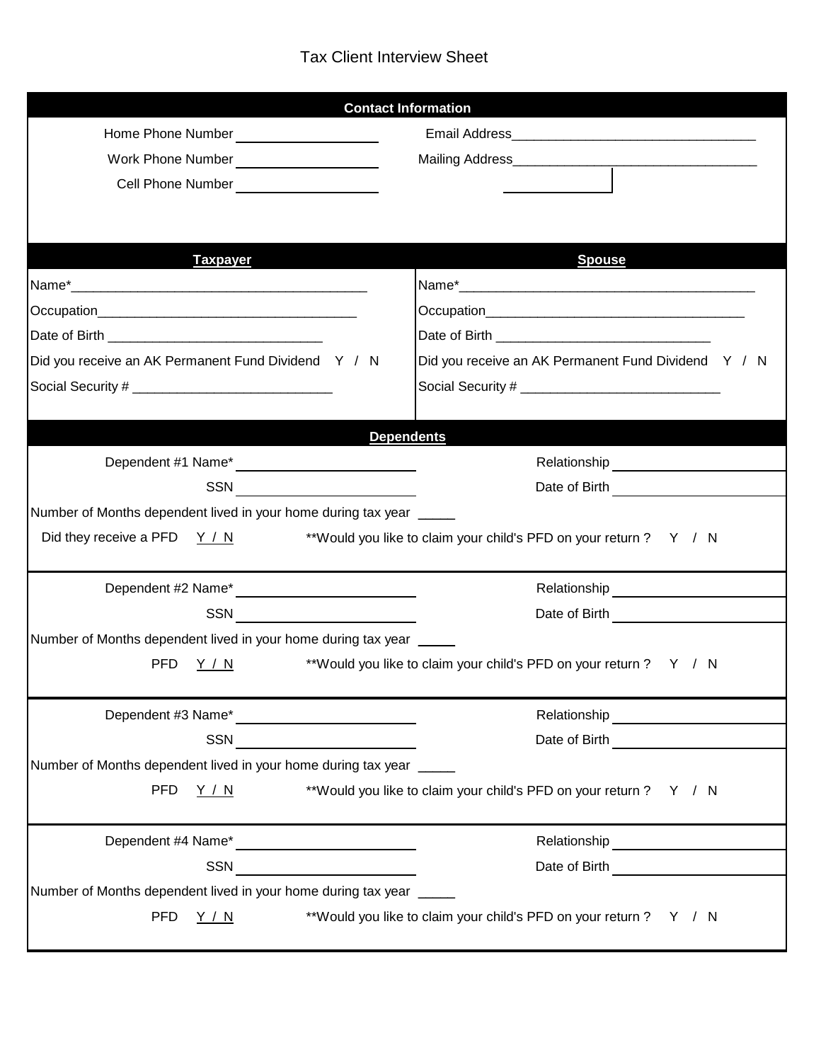# Tax Client Interview Sheet

## Contact Information

Home Phone Number ____________________

Work Phone Number ____________________

Cell Phone Number ____________________

Email Address________________________________

Mailing Address________________________________

________________

## Taxpayer

Name*________________________________________

Occupation___________________________________

Date of Birth ____________________________

Did you receive an AK Permanent Fund Dividend Y / N

Social Security # ___________________________

## Spouse

Name*________________________________________

Occupation___________________________________

Date of Birth ____________________________

Did you receive an AK Permanent Fund Dividend Y / N

Social Security # ___________________________

## Dependents

Dependent #1 Name* ________________________ Relationship ____________________

SSN ________________________ Date of Birth ____________________

Number of Months dependent lived in your home during tax year _____

Did they receive a PFD Y / N **Would you like to claim your child's PFD on your return ? Y / N

Dependent #2 Name* ________________________ Relationship ____________________

SSN ________________________ Date of Birth ____________________

Number of Months dependent lived in your home during tax year _____

PFD Y / N **Would you like to claim your child's PFD on your return ? Y / N

Dependent #3 Name* ________________________ Relationship ____________________

SSN ________________________ Date of Birth ____________________

Number of Months dependent lived in your home during tax year _____

PFD Y / N **Would you like to claim your child's PFD on your return ? Y / N

Dependent #4 Name* ________________________ Relationship ____________________

SSN ________________________ Date of Birth ____________________

Number of Months dependent lived in your home during tax year _____

PFD Y / N **Would you like to claim your child's PFD on your return ? Y / N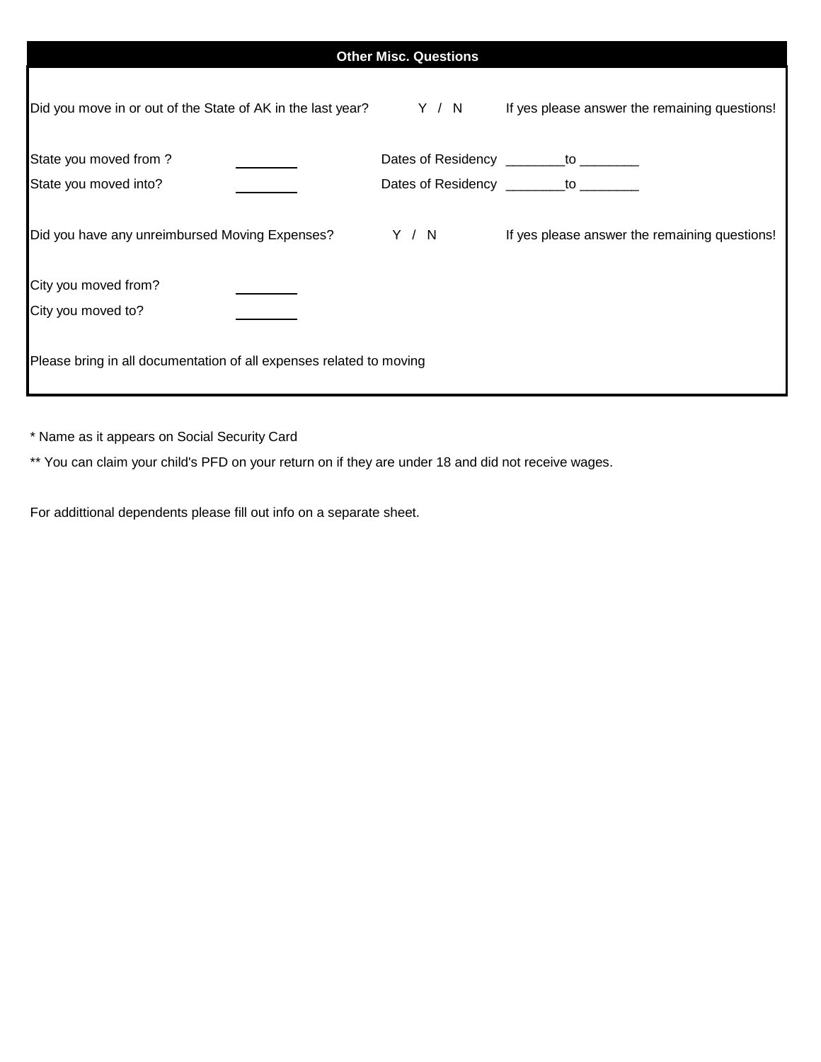## Other Misc. Questions

Did you move in or out of the State of AK in the last year? Y / N If yes please answer the remaining questions!

State you moved from ? ________ Dates of Residency ________to ________

State you moved into? ________ Dates of Residency ________to ________

Did you have any unreimbursed Moving Expenses? Y / N If yes please answer the remaining questions!

City you moved from? ________

City you moved to? ________

Please bring in all documentation of all expenses related to moving

* Name as it appears on Social Security Card

** You can claim your child's PFD on your return on if they are under 18 and did not receive wages.

For addittional dependents please fill out info on a separate sheet.